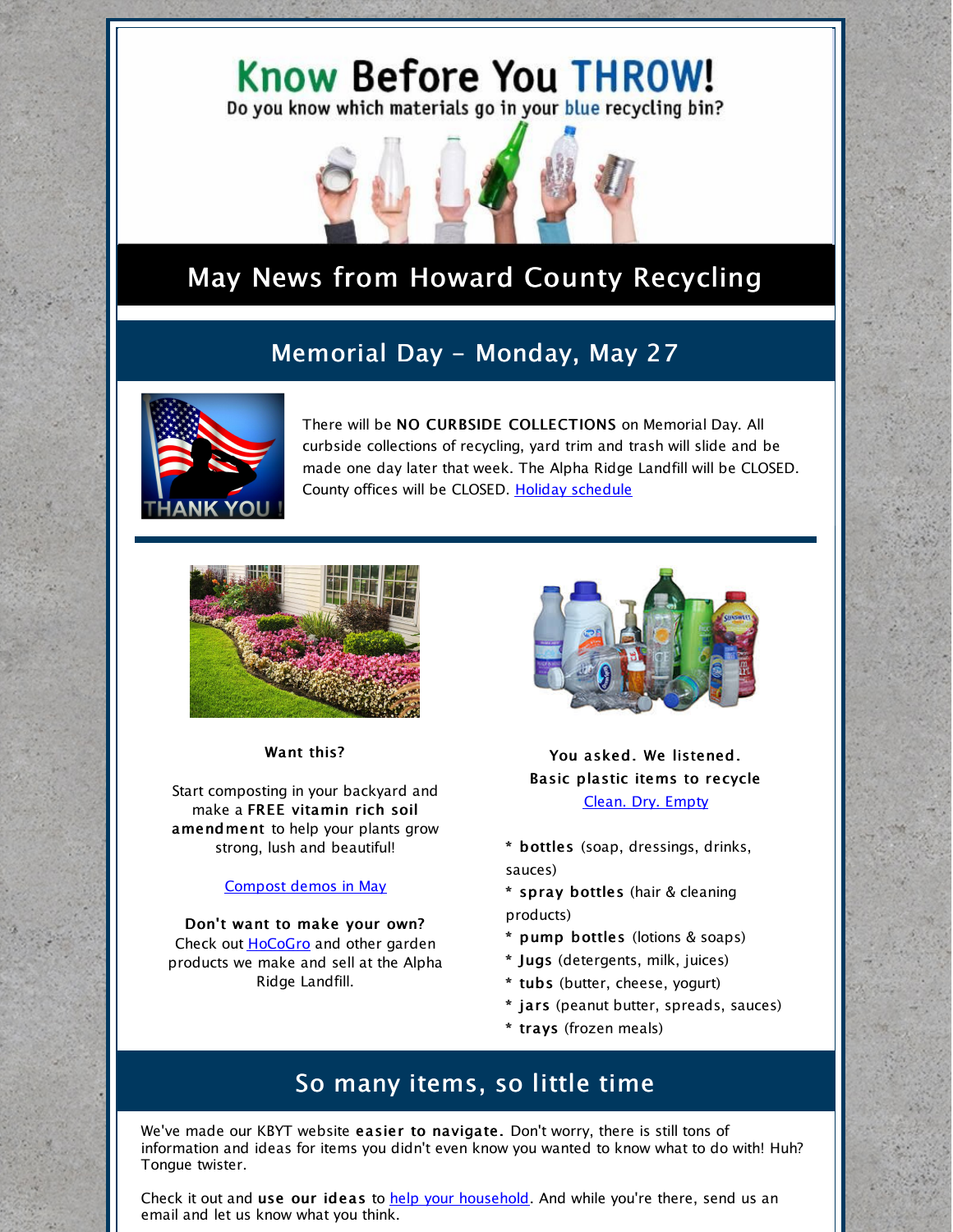# Know Before You THROW!

Do you know which materials go in your blue recycling bin?

## May News from Howard County Recycling

## Memorial Day - Monday, May 27

There will be **NO CURBSIDE COLLECTIONS** on Memorial Day. All curbside collections of recycling, yard trim and trash will slide and be made one day later that week. The Alpha Ridge Landfill will be CLOSED. County offices will be CLOSED. [Holiday schedule]

**Want this?**

Start composting in your backyard and make a **FREE vitamin rich soil amendment** to help your plants grow strong, lush and beautiful!

[Compost demos in May]

**Don't want to make your own?**
Check out [HoCoGro] and other garden products we make and sell at the Alpha Ridge Landfill.

**You asked. We listened.**
**Basic plastic items to recycle**
[Clean. Dry. Empty]

* **bottles** (soap, dressings, drinks, sauces)
* **spray bottles** (hair & cleaning products)
* **pump bottles** (lotions & soaps)
* **Jugs** (detergents, milk, juices)
* **tubs** (butter, cheese, yogurt)
* **jars** (peanut butter, spreads, sauces)
* **trays** (frozen meals)

## So many items, so little time

We've made our KBYT website **easier to navigate**. Don't worry, there is still tons of information and ideas for items you didn't even know you wanted to know what to do with! Huh? Tongue twister.

Check it out and **use our ideas** to [help your household]. And while you're there, send us an email and let us know what you think.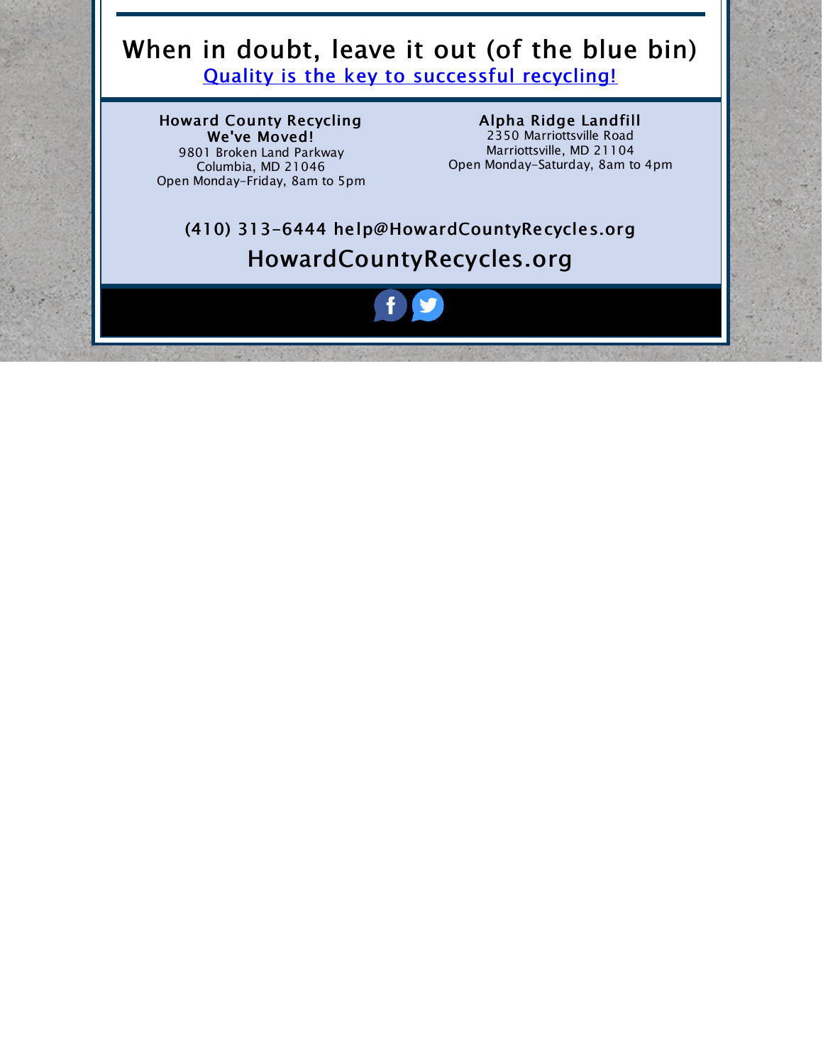## When in doubt, leave it out (of the blue bin)

Quality is the key to successful recycling!

**Howard County Recycling**
**We've Moved!**
9801 Broken Land Parkway
Columbia, MD 21046
Open Monday-Friday, 8am to 5pm

**Alpha Ridge Landfill**
2350 Marriottsville Road
Marriottsville, MD 21104
Open Monday-Saturday, 8am to 4pm

(410) 313-6444 help@HowardCountyRecycles.org

HowardCountyRecycles.org